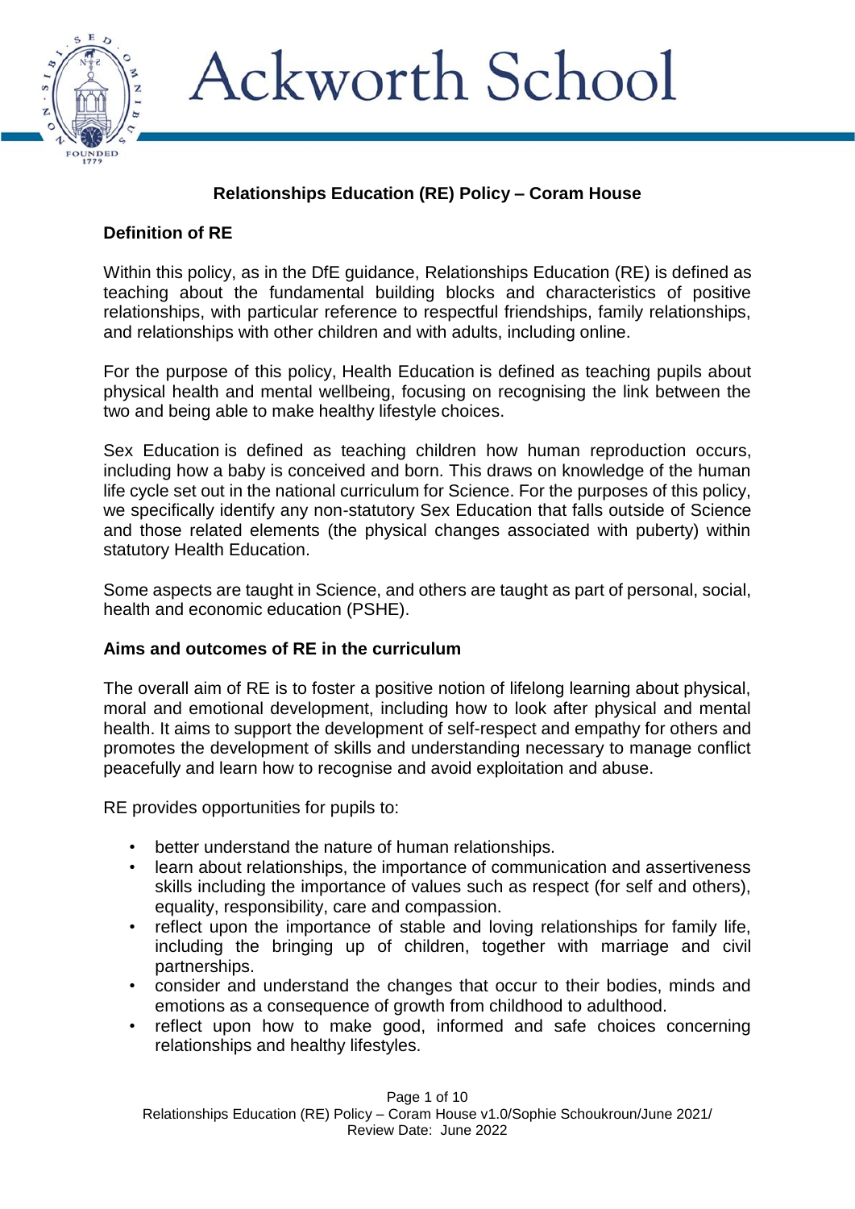# Ackworth School

## Relationships Education (RE) Policy – Coram House

### Definition of RE

Within this policy, as in the DfE guidance, Relationships Education (RE) is defined as teaching about the fundamental building blocks and characteristics of positive relationships, with particular reference to respectful friendships, family relationships, and relationships with other children and with adults, including online.

For the purpose of this policy, Health Education is defined as teaching pupils about physical health and mental wellbeing, focusing on recognising the link between the two and being able to make healthy lifestyle choices.

Sex Education is defined as teaching children how human reproduction occurs, including how a baby is conceived and born. This draws on knowledge of the human life cycle set out in the national curriculum for Science. For the purposes of this policy, we specifically identify any non-statutory Sex Education that falls outside of Science and those related elements (the physical changes associated with puberty) within statutory Health Education.

Some aspects are taught in Science, and others are taught as part of personal, social, health and economic education (PSHE).

### Aims and outcomes of RE in the curriculum

The overall aim of RE is to foster a positive notion of lifelong learning about physical, moral and emotional development, including how to look after physical and mental health. It aims to support the development of self-respect and empathy for others and promotes the development of skills and understanding necessary to manage conflict peacefully and learn how to recognise and avoid exploitation and abuse.

RE provides opportunities for pupils to:

- better understand the nature of human relationships.
- learn about relationships, the importance of communication and assertiveness skills including the importance of values such as respect (for self and others), equality, responsibility, care and compassion.
- reflect upon the importance of stable and loving relationships for family life, including the bringing up of children, together with marriage and civil partnerships.
- consider and understand the changes that occur to their bodies, minds and emotions as a consequence of growth from childhood to adulthood.
- reflect upon how to make good, informed and safe choices concerning relationships and healthy lifestyles.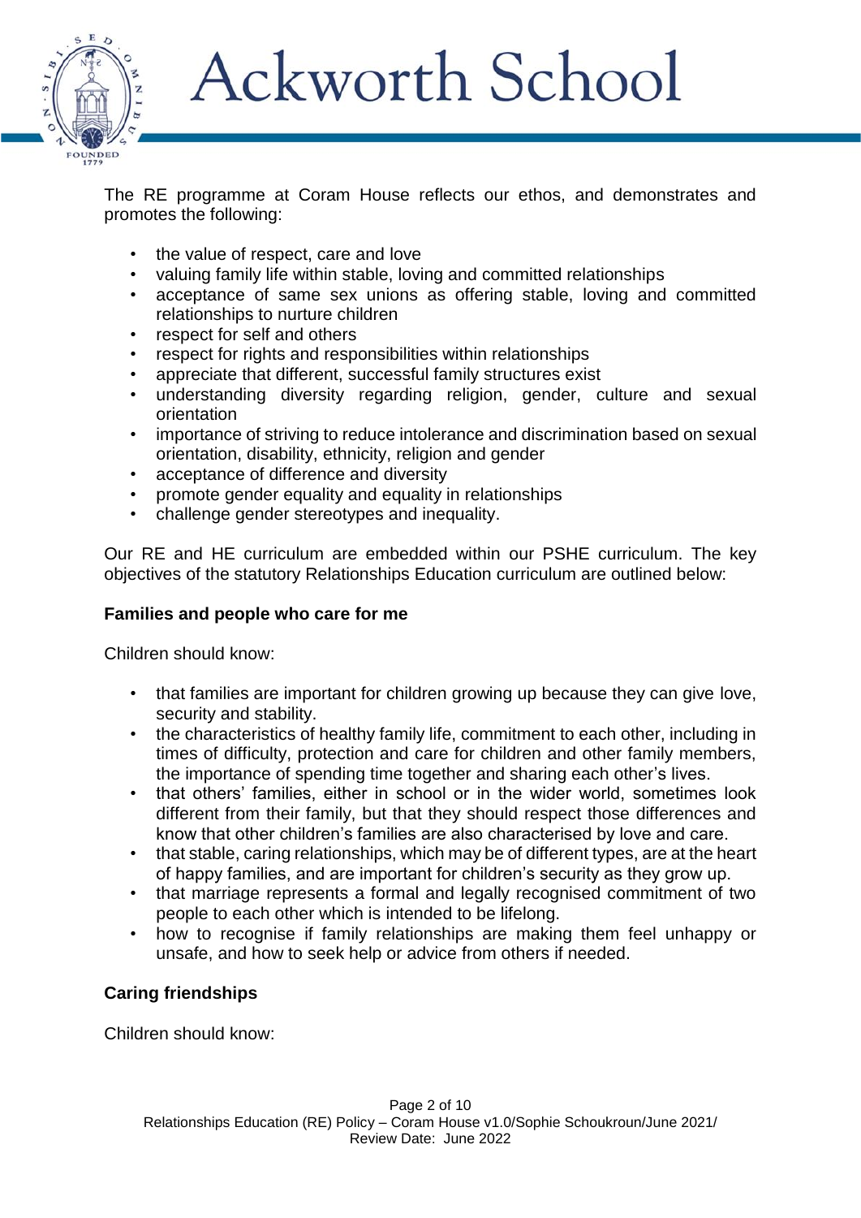The RE programme at Coram House reflects our ethos, and demonstrates and promotes the following:

- the value of respect, care and love
- valuing family life within stable, loving and committed relationships
- acceptance of same sex unions as offering stable, loving and committed relationships to nurture children
- respect for self and others
- respect for rights and responsibilities within relationships
- appreciate that different, successful family structures exist
- understanding diversity regarding religion, gender, culture and sexual orientation
- importance of striving to reduce intolerance and discrimination based on sexual orientation, disability, ethnicity, religion and gender
- acceptance of difference and diversity
- promote gender equality and equality in relationships
- challenge gender stereotypes and inequality.

Our RE and HE curriculum are embedded within our PSHE curriculum. The key objectives of the statutory Relationships Education curriculum are outlined below:

**Families and people who care for me**

Children should know:

- that families are important for children growing up because they can give love, security and stability.
- the characteristics of healthy family life, commitment to each other, including in times of difficulty, protection and care for children and other family members, the importance of spending time together and sharing each other's lives.
- that others' families, either in school or in the wider world, sometimes look different from their family, but that they should respect those differences and know that other children's families are also characterised by love and care.
- that stable, caring relationships, which may be of different types, are at the heart of happy families, and are important for children's security as they grow up.
- that marriage represents a formal and legally recognised commitment of two people to each other which is intended to be lifelong.
- how to recognise if family relationships are making them feel unhappy or unsafe, and how to seek help or advice from others if needed.

**Caring friendships**

Children should know: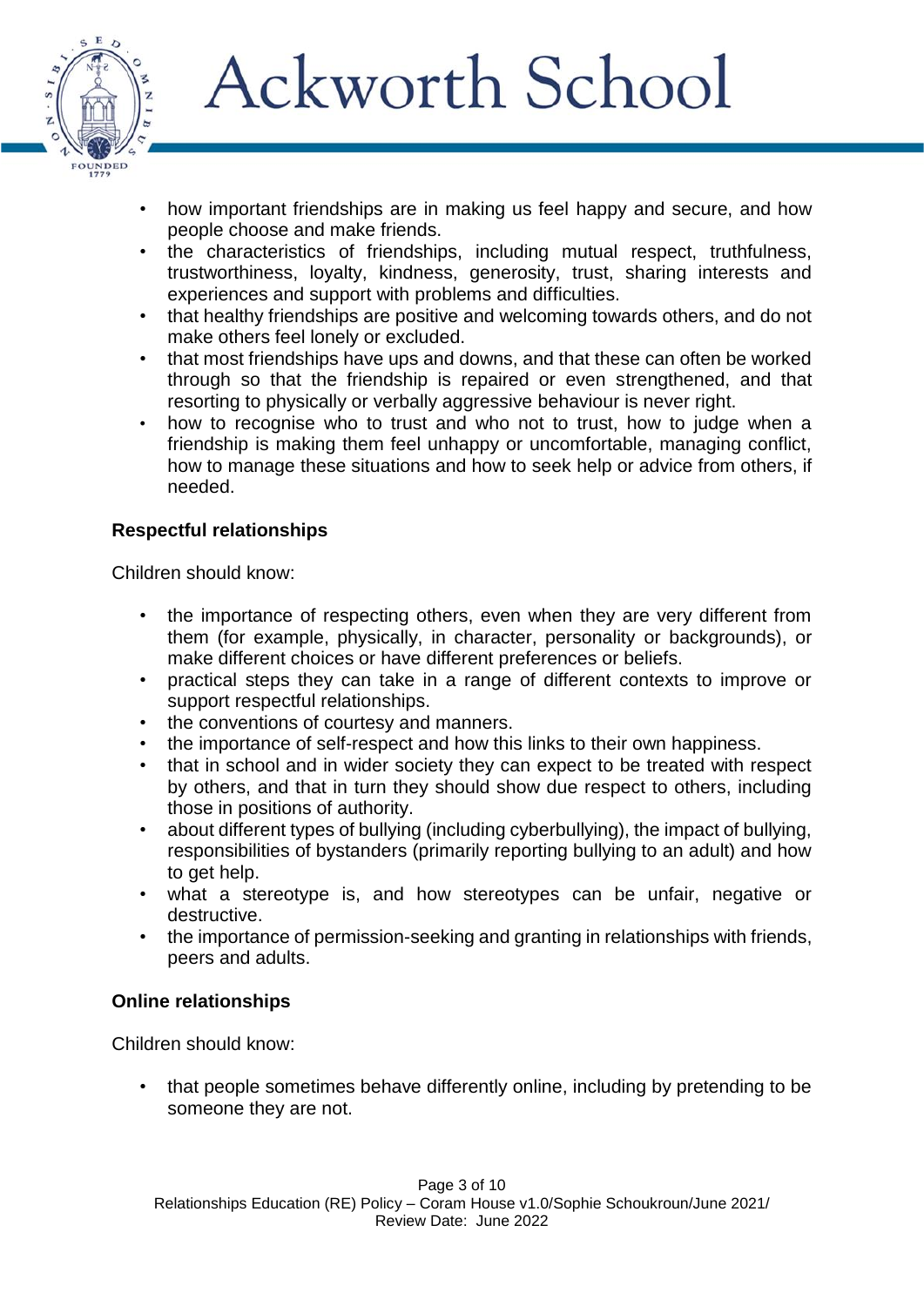- how important friendships are in making us feel happy and secure, and how people choose and make friends.
- the characteristics of friendships, including mutual respect, truthfulness, trustworthiness, loyalty, kindness, generosity, trust, sharing interests and experiences and support with problems and difficulties.
- that healthy friendships are positive and welcoming towards others, and do not make others feel lonely or excluded.
- that most friendships have ups and downs, and that these can often be worked through so that the friendship is repaired or even strengthened, and that resorting to physically or verbally aggressive behaviour is never right.
- how to recognise who to trust and who not to trust, how to judge when a friendship is making them feel unhappy or uncomfortable, managing conflict, how to manage these situations and how to seek help or advice from others, if needed.

**Respectful relationships**

Children should know:

- the importance of respecting others, even when they are very different from them (for example, physically, in character, personality or backgrounds), or make different choices or have different preferences or beliefs.
- practical steps they can take in a range of different contexts to improve or support respectful relationships.
- the conventions of courtesy and manners.
- the importance of self-respect and how this links to their own happiness.
- that in school and in wider society they can expect to be treated with respect by others, and that in turn they should show due respect to others, including those in positions of authority.
- about different types of bullying (including cyberbullying), the impact of bullying, responsibilities of bystanders (primarily reporting bullying to an adult) and how to get help.
- what a stereotype is, and how stereotypes can be unfair, negative or destructive.
- the importance of permission-seeking and granting in relationships with friends, peers and adults.

**Online relationships**

Children should know:

- that people sometimes behave differently online, including by pretending to be someone they are not.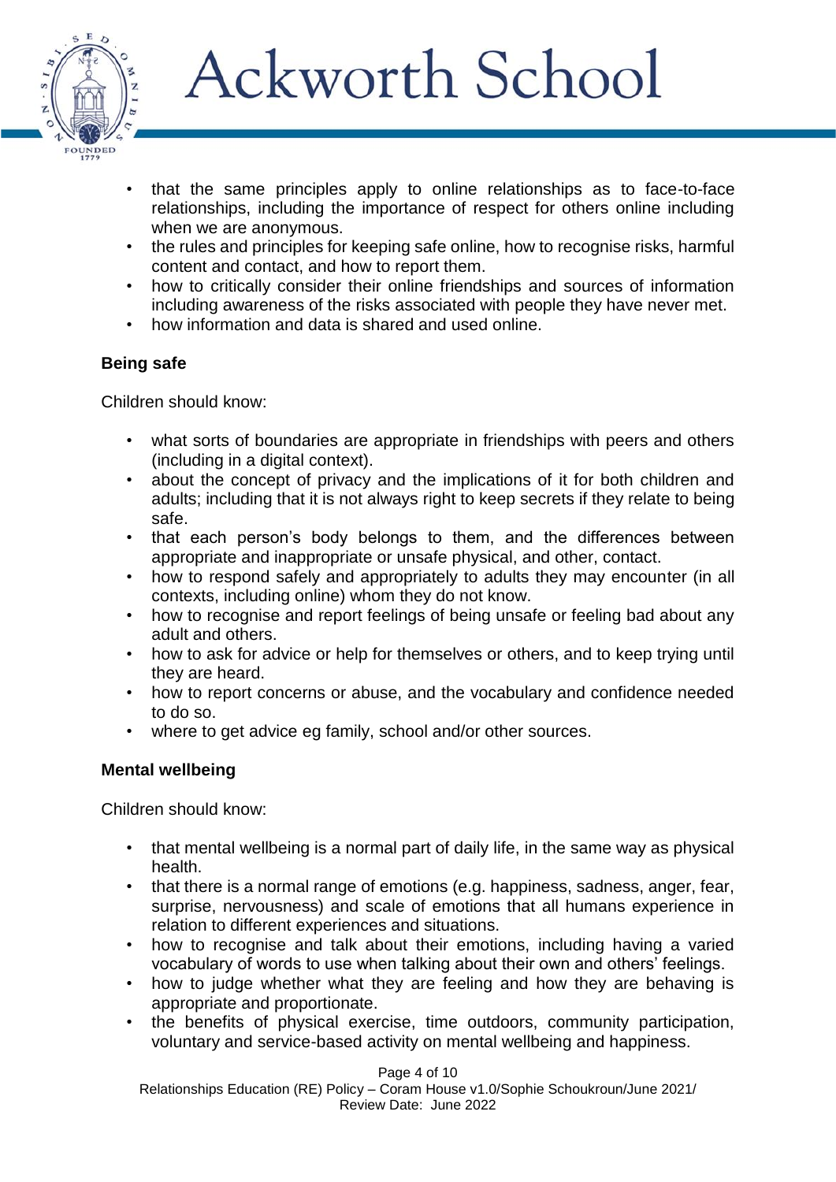- that the same principles apply to online relationships as to face-to-face relationships, including the importance of respect for others online including when we are anonymous.
- the rules and principles for keeping safe online, how to recognise risks, harmful content and contact, and how to report them.
- how to critically consider their online friendships and sources of information including awareness of the risks associated with people they have never met.
- how information and data is shared and used online.

**Being safe**

Children should know:

- what sorts of boundaries are appropriate in friendships with peers and others (including in a digital context).
- about the concept of privacy and the implications of it for both children and adults; including that it is not always right to keep secrets if they relate to being safe.
- that each person's body belongs to them, and the differences between appropriate and inappropriate or unsafe physical, and other, contact.
- how to respond safely and appropriately to adults they may encounter (in all contexts, including online) whom they do not know.
- how to recognise and report feelings of being unsafe or feeling bad about any adult and others.
- how to ask for advice or help for themselves or others, and to keep trying until they are heard.
- how to report concerns or abuse, and the vocabulary and confidence needed to do so.
- where to get advice eg family, school and/or other sources.

**Mental wellbeing**

Children should know:

- that mental wellbeing is a normal part of daily life, in the same way as physical health.
- that there is a normal range of emotions (e.g. happiness, sadness, anger, fear, surprise, nervousness) and scale of emotions that all humans experience in relation to different experiences and situations.
- how to recognise and talk about their emotions, including having a varied vocabulary of words to use when talking about their own and others' feelings.
- how to judge whether what they are feeling and how they are behaving is appropriate and proportionate.
- the benefits of physical exercise, time outdoors, community participation, voluntary and service-based activity on mental wellbeing and happiness.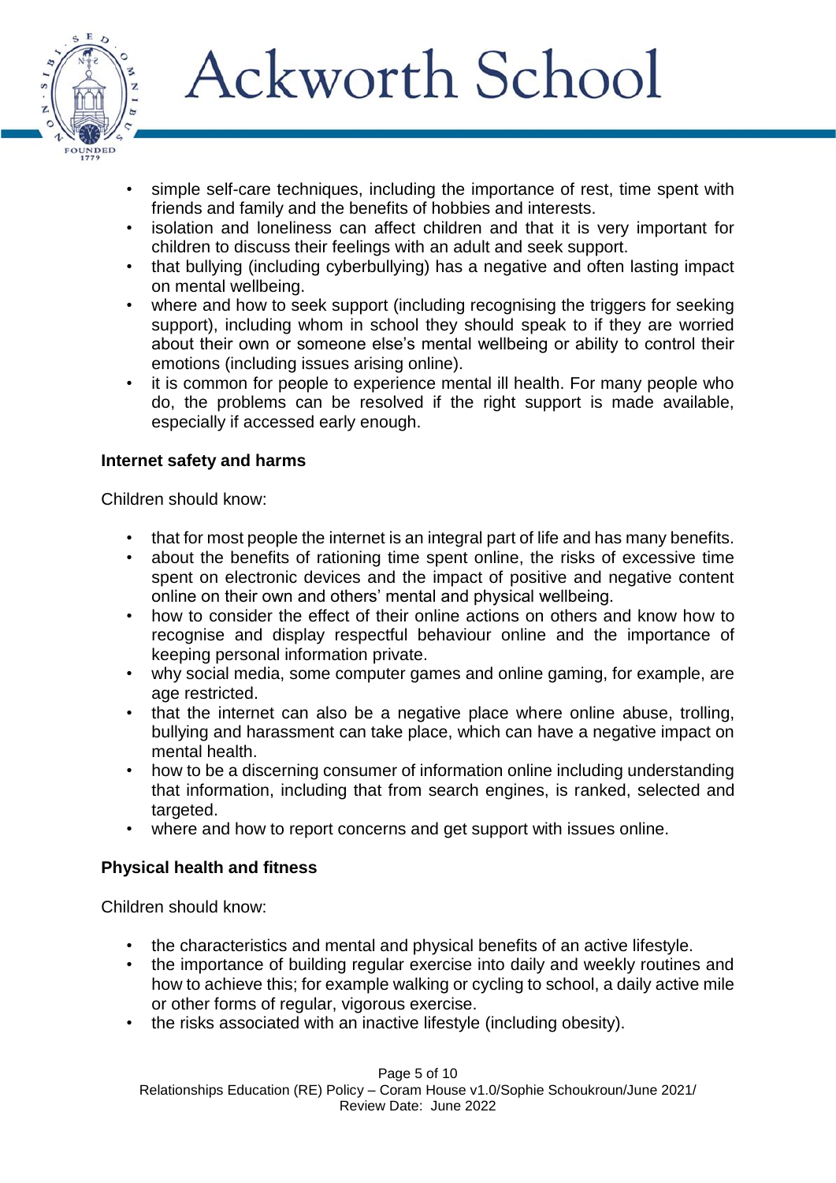- simple self-care techniques, including the importance of rest, time spent with friends and family and the benefits of hobbies and interests.
- isolation and loneliness can affect children and that it is very important for children to discuss their feelings with an adult and seek support.
- that bullying (including cyberbullying) has a negative and often lasting impact on mental wellbeing.
- where and how to seek support (including recognising the triggers for seeking support), including whom in school they should speak to if they are worried about their own or someone else's mental wellbeing or ability to control their emotions (including issues arising online).
- it is common for people to experience mental ill health. For many people who do, the problems can be resolved if the right support is made available, especially if accessed early enough.

**Internet safety and harms**

Children should know:

- that for most people the internet is an integral part of life and has many benefits.
- about the benefits of rationing time spent online, the risks of excessive time spent on electronic devices and the impact of positive and negative content online on their own and others' mental and physical wellbeing.
- how to consider the effect of their online actions on others and know how to recognise and display respectful behaviour online and the importance of keeping personal information private.
- why social media, some computer games and online gaming, for example, are age restricted.
- that the internet can also be a negative place where online abuse, trolling, bullying and harassment can take place, which can have a negative impact on mental health.
- how to be a discerning consumer of information online including understanding that information, including that from search engines, is ranked, selected and targeted.
- where and how to report concerns and get support with issues online.

**Physical health and fitness**

Children should know:

- the characteristics and mental and physical benefits of an active lifestyle.
- the importance of building regular exercise into daily and weekly routines and how to achieve this; for example walking or cycling to school, a daily active mile or other forms of regular, vigorous exercise.
- the risks associated with an inactive lifestyle (including obesity).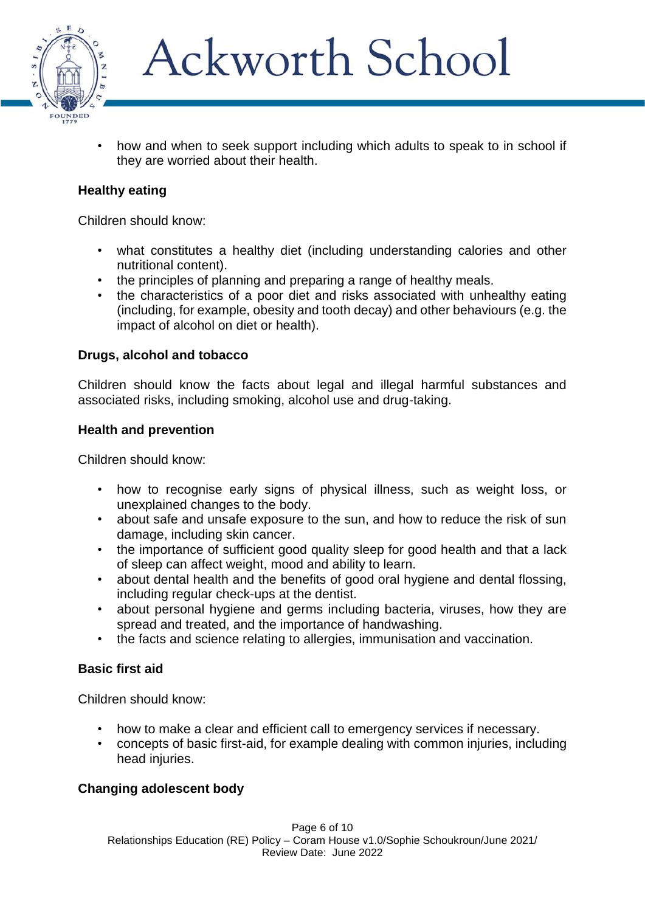- how and when to seek support including which adults to speak to in school if they are worried about their health.

**Healthy eating**

Children should know:

- what constitutes a healthy diet (including understanding calories and other nutritional content).
- the principles of planning and preparing a range of healthy meals.
- the characteristics of a poor diet and risks associated with unhealthy eating (including, for example, obesity and tooth decay) and other behaviours (e.g. the impact of alcohol on diet or health).

**Drugs, alcohol and tobacco**

Children should know the facts about legal and illegal harmful substances and associated risks, including smoking, alcohol use and drug-taking.

**Health and prevention**

Children should know:

- how to recognise early signs of physical illness, such as weight loss, or unexplained changes to the body.
- about safe and unsafe exposure to the sun, and how to reduce the risk of sun damage, including skin cancer.
- the importance of sufficient good quality sleep for good health and that a lack of sleep can affect weight, mood and ability to learn.
- about dental health and the benefits of good oral hygiene and dental flossing, including regular check-ups at the dentist.
- about personal hygiene and germs including bacteria, viruses, how they are spread and treated, and the importance of handwashing.
- the facts and science relating to allergies, immunisation and vaccination.

**Basic first aid**

Children should know:

- how to make a clear and efficient call to emergency services if necessary.
- concepts of basic first-aid, for example dealing with common injuries, including head injuries.

**Changing adolescent body**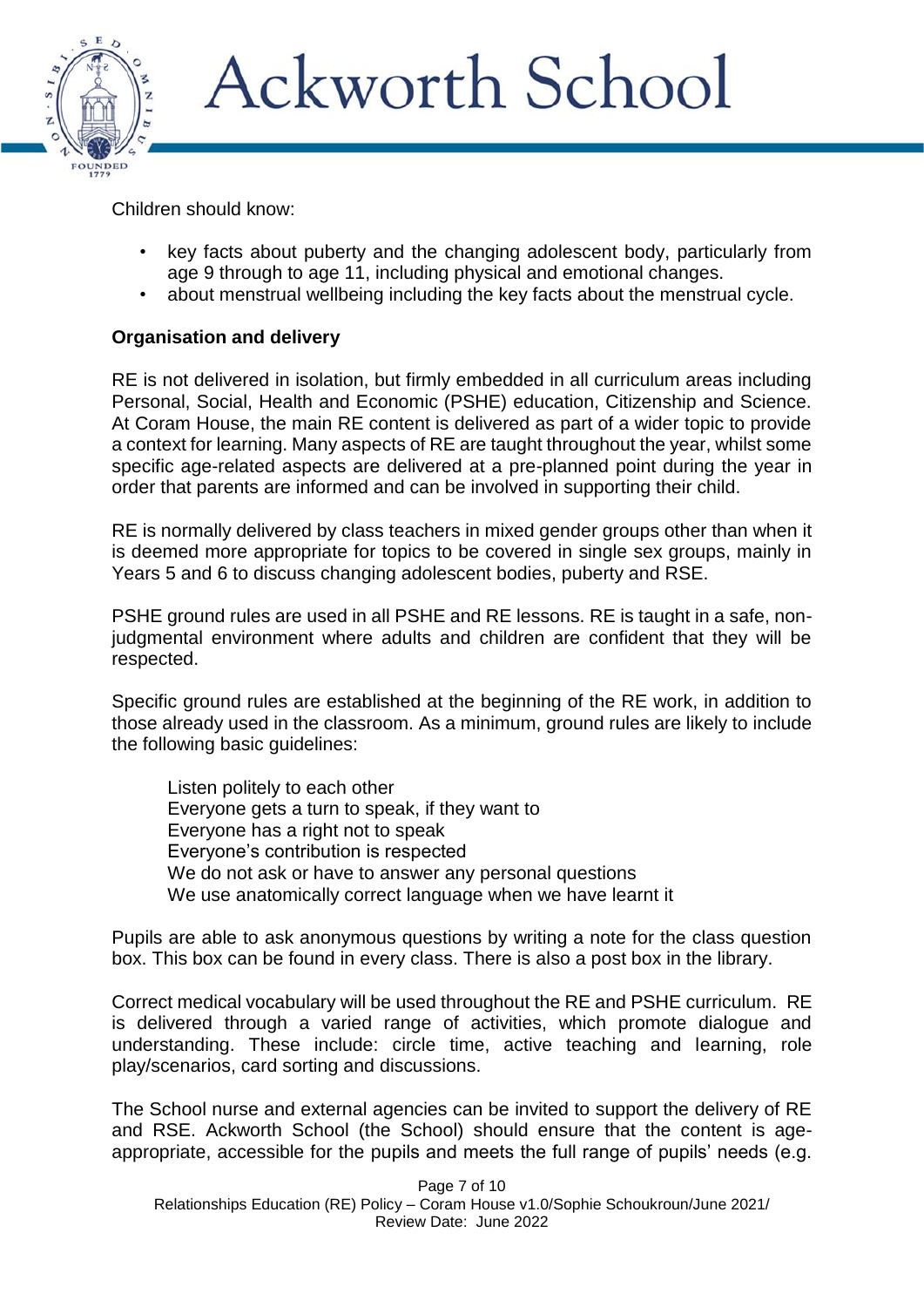Children should know:

- key facts about puberty and the changing adolescent body, particularly from age 9 through to age 11, including physical and emotional changes.
- about menstrual wellbeing including the key facts about the menstrual cycle.

**Organisation and delivery**

RE is not delivered in isolation, but firmly embedded in all curriculum areas including Personal, Social, Health and Economic (PSHE) education, Citizenship and Science. At Coram House, the main RE content is delivered as part of a wider topic to provide a context for learning. Many aspects of RE are taught throughout the year, whilst some specific age-related aspects are delivered at a pre-planned point during the year in order that parents are informed and can be involved in supporting their child.

RE is normally delivered by class teachers in mixed gender groups other than when it is deemed more appropriate for topics to be covered in single sex groups, mainly in Years 5 and 6 to discuss changing adolescent bodies, puberty and RSE.

PSHE ground rules are used in all PSHE and RE lessons. RE is taught in a safe, non-judgmental environment where adults and children are confident that they will be respected.

Specific ground rules are established at the beginning of the RE work, in addition to those already used in the classroom. As a minimum, ground rules are likely to include the following basic guidelines:

Listen politely to each other
Everyone gets a turn to speak, if they want to
Everyone has a right not to speak
Everyone's contribution is respected
We do not ask or have to answer any personal questions
We use anatomically correct language when we have learnt it

Pupils are able to ask anonymous questions by writing a note for the class question box. This box can be found in every class. There is also a post box in the library.

Correct medical vocabulary will be used throughout the RE and PSHE curriculum. RE is delivered through a varied range of activities, which promote dialogue and understanding. These include: circle time, active teaching and learning, role play/scenarios, card sorting and discussions.

The School nurse and external agencies can be invited to support the delivery of RE and RSE. Ackworth School (the School) should ensure that the content is age-appropriate, accessible for the pupils and meets the full range of pupils' needs (e.g.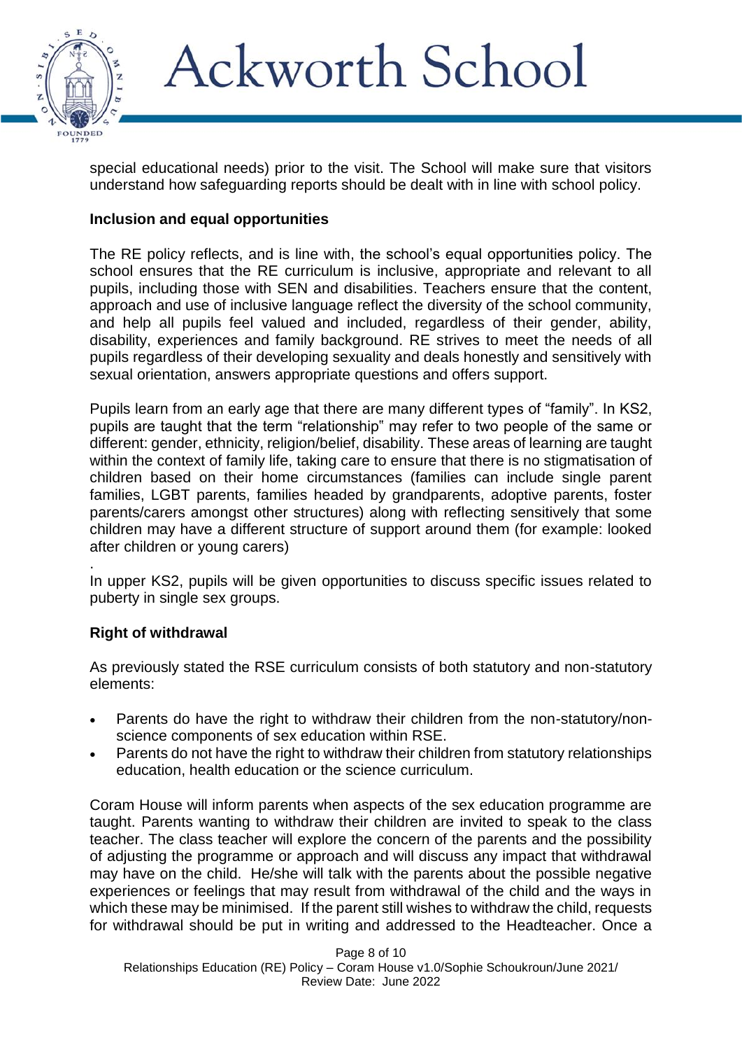special educational needs) prior to the visit. The School will make sure that visitors understand how safeguarding reports should be dealt with in line with school policy.

**Inclusion and equal opportunities**

The RE policy reflects, and is line with, the school's equal opportunities policy. The school ensures that the RE curriculum is inclusive, appropriate and relevant to all pupils, including those with SEN and disabilities. Teachers ensure that the content, approach and use of inclusive language reflect the diversity of the school community, and help all pupils feel valued and included, regardless of their gender, ability, disability, experiences and family background. RE strives to meet the needs of all pupils regardless of their developing sexuality and deals honestly and sensitively with sexual orientation, answers appropriate questions and offers support.

Pupils learn from an early age that there are many different types of "family". In KS2, pupils are taught that the term "relationship" may refer to two people of the same or different: gender, ethnicity, religion/belief, disability. These areas of learning are taught within the context of family life, taking care to ensure that there is no stigmatisation of children based on their home circumstances (families can include single parent families, LGBT parents, families headed by grandparents, adoptive parents, foster parents/carers amongst other structures) along with reflecting sensitively that some children may have a different structure of support around them (for example: looked after children or young carers)

.

In upper KS2, pupils will be given opportunities to discuss specific issues related to puberty in single sex groups.

**Right of withdrawal**

As previously stated the RSE curriculum consists of both statutory and non-statutory elements:

- Parents do have the right to withdraw their children from the non-statutory/non-science components of sex education within RSE.
- Parents do not have the right to withdraw their children from statutory relationships education, health education or the science curriculum.

Coram House will inform parents when aspects of the sex education programme are taught. Parents wanting to withdraw their children are invited to speak to the class teacher. The class teacher will explore the concern of the parents and the possibility of adjusting the programme or approach and will discuss any impact that withdrawal may have on the child. He/she will talk with the parents about the possible negative experiences or feelings that may result from withdrawal of the child and the ways in which these may be minimised. If the parent still wishes to withdraw the child, requests for withdrawal should be put in writing and addressed to the Headteacher. Once a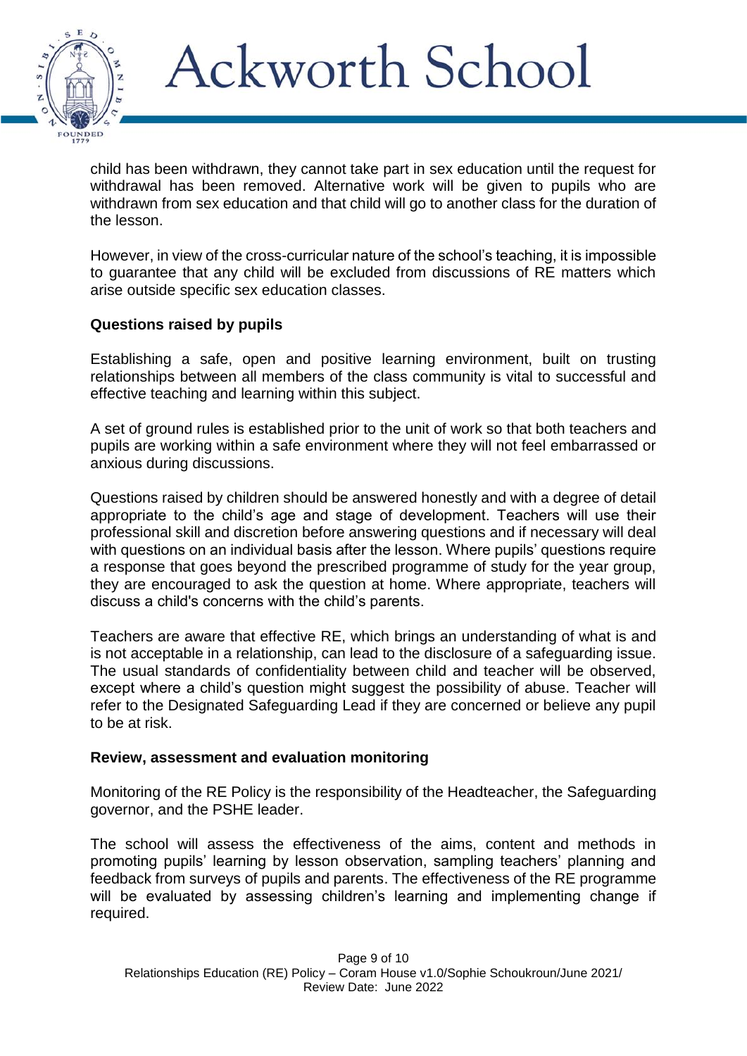child has been withdrawn, they cannot take part in sex education until the request for withdrawal has been removed. Alternative work will be given to pupils who are withdrawn from sex education and that child will go to another class for the duration of the lesson.

However, in view of the cross-curricular nature of the school's teaching, it is impossible to guarantee that any child will be excluded from discussions of RE matters which arise outside specific sex education classes.

**Questions raised by pupils**

Establishing a safe, open and positive learning environment, built on trusting relationships between all members of the class community is vital to successful and effective teaching and learning within this subject.

A set of ground rules is established prior to the unit of work so that both teachers and pupils are working within a safe environment where they will not feel embarrassed or anxious during discussions.

Questions raised by children should be answered honestly and with a degree of detail appropriate to the child's age and stage of development. Teachers will use their professional skill and discretion before answering questions and if necessary will deal with questions on an individual basis after the lesson. Where pupils' questions require a response that goes beyond the prescribed programme of study for the year group, they are encouraged to ask the question at home. Where appropriate, teachers will discuss a child's concerns with the child's parents.

Teachers are aware that effective RE, which brings an understanding of what is and is not acceptable in a relationship, can lead to the disclosure of a safeguarding issue. The usual standards of confidentiality between child and teacher will be observed, except where a child's question might suggest the possibility of abuse. Teacher will refer to the Designated Safeguarding Lead if they are concerned or believe any pupil to be at risk.

**Review, assessment and evaluation monitoring**

Monitoring of the RE Policy is the responsibility of the Headteacher, the Safeguarding governor, and the PSHE leader.

The school will assess the effectiveness of the aims, content and methods in promoting pupils' learning by lesson observation, sampling teachers' planning and feedback from surveys of pupils and parents. The effectiveness of the RE programme will be evaluated by assessing children's learning and implementing change if required.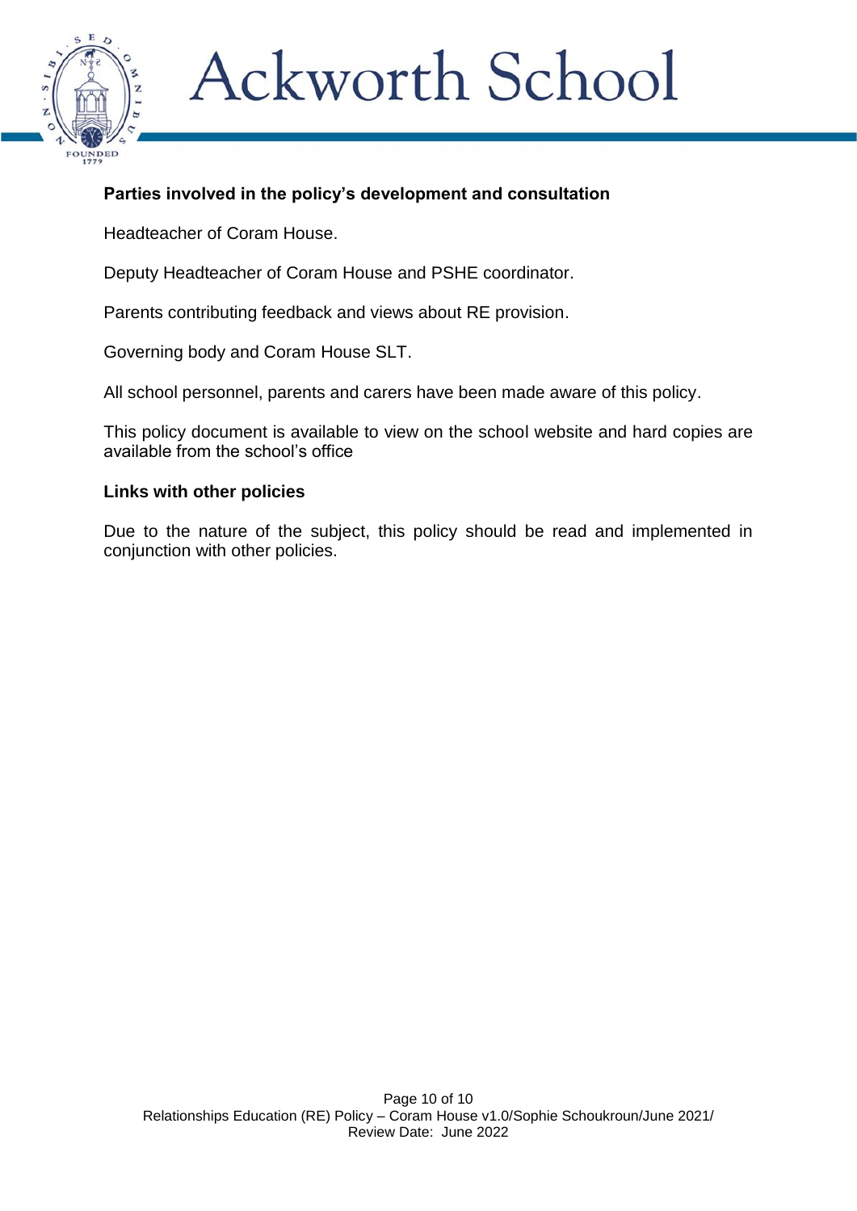**Parties involved in the policy's development and consultation**

Headteacher of Coram House.

Deputy Headteacher of Coram House and PSHE coordinator.

Parents contributing feedback and views about RE provision.

Governing body and Coram House SLT.

All school personnel, parents and carers have been made aware of this policy.

This policy document is available to view on the school website and hard copies are available from the school's office

**Links with other policies**

Due to the nature of the subject, this policy should be read and implemented in conjunction with other policies.